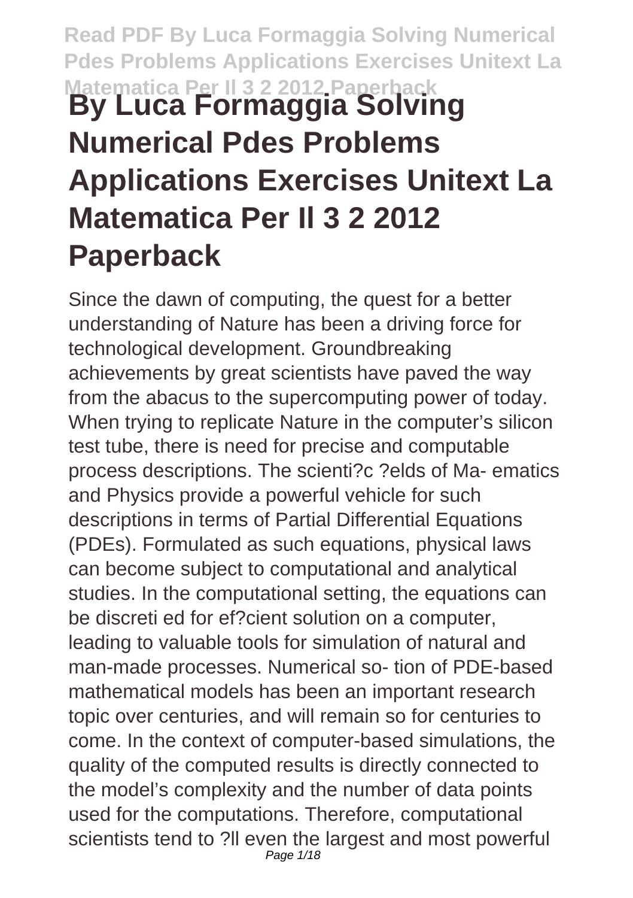# By Luca Formaggia Solving Numerical Pdes Problems Applications Exercises Unitext La Matematica Per Il 3 2 2012 Paperback

Since the dawn of computing, the quest for a better understanding of Nature has been a driving force for technological development. Groundbreaking achievements by great scientists have paved the way from the abacus to the supercomputing power of today. When trying to replicate Nature in the computer's silicon test tube, there is need for precise and computable process descriptions. The scienti?c ?elds of Ma- ematics and Physics provide a powerful vehicle for such descriptions in terms of Partial Differential Equations (PDEs). Formulated as such equations, physical laws can become subject to computational and analytical studies. In the computational setting, the equations can be discreti ed for ef?cient solution on a computer, leading to valuable tools for simulation of natural and man-made processes. Numerical so- tion of PDE-based mathematical models has been an important research topic over centuries, and will remain so for centuries to come. In the context of computer-based simulations, the quality of the computed results is directly connected to the model's complexity and the number of data points used for the computations. Therefore, computational scientists tend to ?ll even the largest and most powerful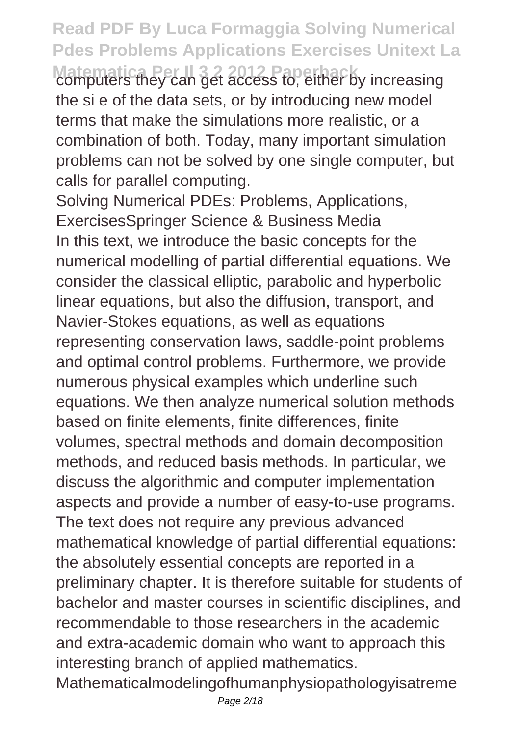computers they can get access to, either by increasing the si e of the data sets, or by introducing new model terms that make the simulations more realistic, or a combination of both. Today, many important simulation problems can not be solved by one single computer, but calls for parallel computing.

Solving Numerical PDEs: Problems, Applications, ExercisesSpringer Science & Business Media

In this text, we introduce the basic concepts for the numerical modelling of partial differential equations. We consider the classical elliptic, parabolic and hyperbolic linear equations, but also the diffusion, transport, and Navier-Stokes equations, as well as equations representing conservation laws, saddle-point problems and optimal control problems. Furthermore, we provide numerous physical examples which underline such equations. We then analyze numerical solution methods based on finite elements, finite differences, finite volumes, spectral methods and domain decomposition methods, and reduced basis methods. In particular, we discuss the algorithmic and computer implementation aspects and provide a number of easy-to-use programs. The text does not require any previous advanced mathematical knowledge of partial differential equations: the absolutely essential concepts are reported in a preliminary chapter. It is therefore suitable for students of bachelor and master courses in scientific disciplines, and recommendable to those researchers in the academic and extra-academic domain who want to approach this interesting branch of applied mathematics.

Mathematicalmodelingofhumanphysiopathologyisatreme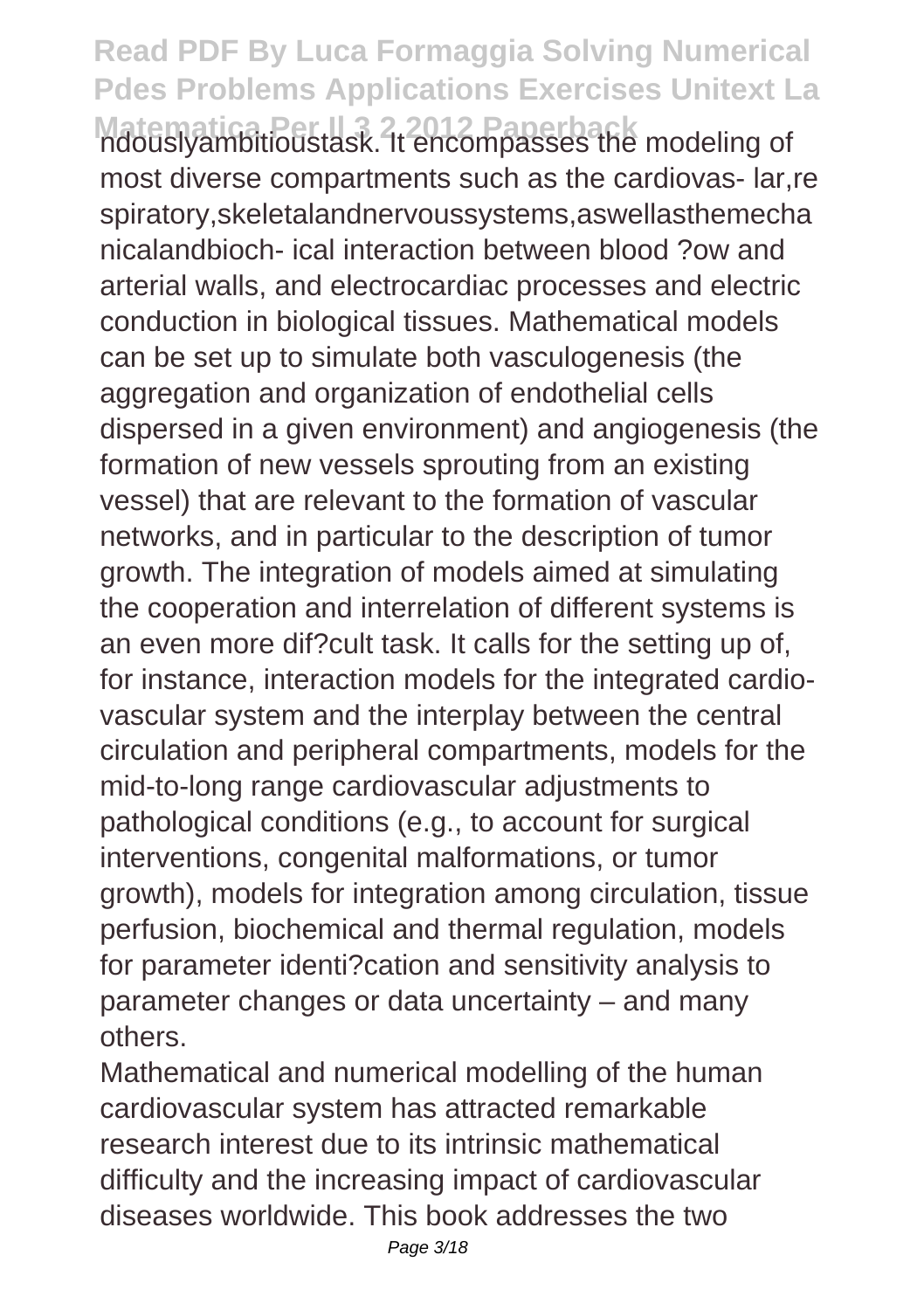ndouslyambitioustask. It encompasses the modeling of most diverse compartments such as the cardiovas- lar,respiratory,skeletalandnervoussystems,aswellasthemechanicalandbioch- ical interaction between blood ?ow and arterial walls, and electrocardiac processes and electric conduction in biological tissues. Mathematical models can be set up to simulate both vasculogenesis (the aggregation and organization of endothelial cells dispersed in a given environment) and angiogenesis (the formation of new vessels sprouting from an existing vessel) that are relevant to the formation of vascular networks, and in particular to the description of tumor growth. The integration of models aimed at simulating the cooperation and interrelation of different systems is an even more dif?cult task. It calls for the setting up of, for instance, interaction models for the integrated cardio-vascular system and the interplay between the central circulation and peripheral compartments, models for the mid-to-long range cardiovascular adjustments to pathological conditions (e.g., to account for surgical interventions, congenital malformations, or tumor growth), models for integration among circulation, tissue perfusion, biochemical and thermal regulation, models for parameter identi?cation and sensitivity analysis to parameter changes or data uncertainty – and many others.

Mathematical and numerical modelling of the human cardiovascular system has attracted remarkable research interest due to its intrinsic mathematical difficulty and the increasing impact of cardiovascular diseases worldwide. This book addresses the two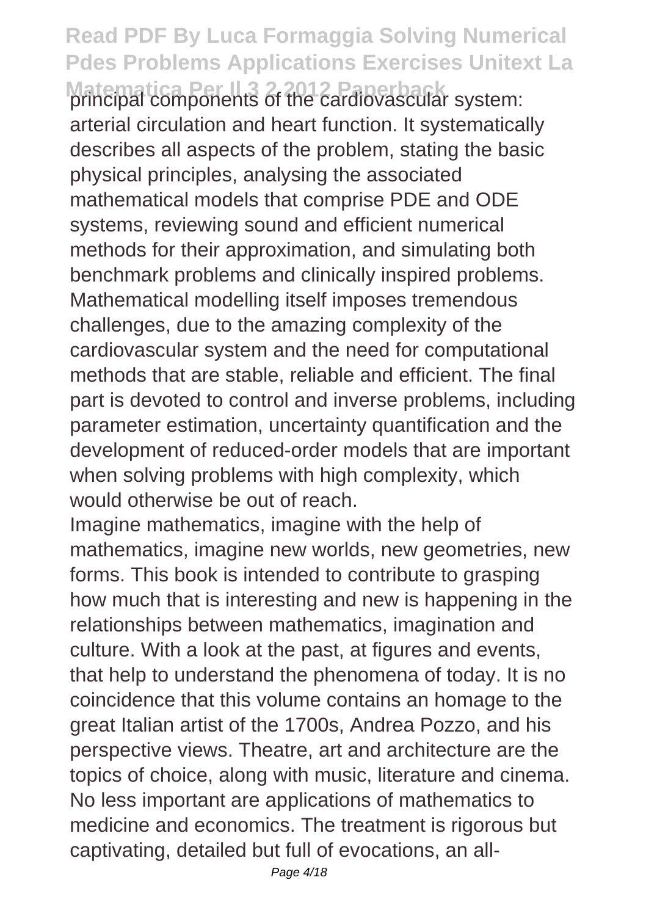principal components of the cardiovascular system: arterial circulation and heart function. It systematically describes all aspects of the problem, stating the basic physical principles, analysing the associated mathematical models that comprise PDE and ODE systems, reviewing sound and efficient numerical methods for their approximation, and simulating both benchmark problems and clinically inspired problems. Mathematical modelling itself imposes tremendous challenges, due to the amazing complexity of the cardiovascular system and the need for computational methods that are stable, reliable and efficient. The final part is devoted to control and inverse problems, including parameter estimation, uncertainty quantification and the development of reduced-order models that are important when solving problems with high complexity, which would otherwise be out of reach.

Imagine mathematics, imagine with the help of mathematics, imagine new worlds, new geometries, new forms. This book is intended to contribute to grasping how much that is interesting and new is happening in the relationships between mathematics, imagination and culture. With a look at the past, at figures and events, that help to understand the phenomena of today. It is no coincidence that this volume contains an homage to the great Italian artist of the 1700s, Andrea Pozzo, and his perspective views. Theatre, art and architecture are the topics of choice, along with music, literature and cinema. No less important are applications of mathematics to medicine and economics. The treatment is rigorous but captivating, detailed but full of evocations, an all-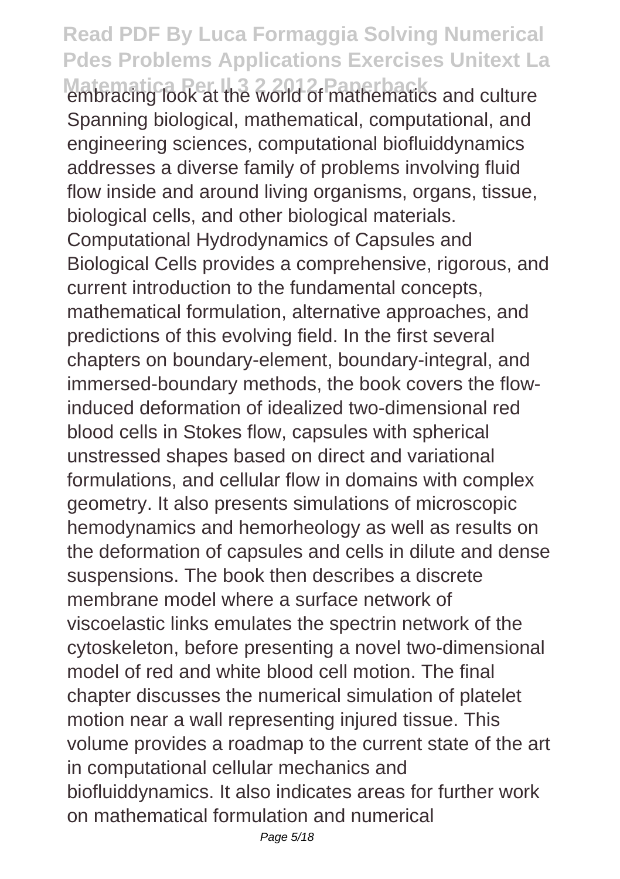embracing look at the world of mathematics and culture

Spanning biological, mathematical, computational, and engineering sciences, computational biofluiddynamics addresses a diverse family of problems involving fluid flow inside and around living organisms, organs, tissue, biological cells, and other biological materials. Computational Hydrodynamics of Capsules and Biological Cells provides a comprehensive, rigorous, and current introduction to the fundamental concepts, mathematical formulation, alternative approaches, and predictions of this evolving field. In the first several chapters on boundary-element, boundary-integral, and immersed-boundary methods, the book covers the flow-induced deformation of idealized two-dimensional red blood cells in Stokes flow, capsules with spherical unstressed shapes based on direct and variational formulations, and cellular flow in domains with complex geometry. It also presents simulations of microscopic hemodynamics and hemorheology as well as results on the deformation of capsules and cells in dilute and dense suspensions. The book then describes a discrete membrane model where a surface network of viscoelastic links emulates the spectrin network of the cytoskeleton, before presenting a novel two-dimensional model of red and white blood cell motion. The final chapter discusses the numerical simulation of platelet motion near a wall representing injured tissue. This volume provides a roadmap to the current state of the art in computational cellular mechanics and biofluiddynamics. It also indicates areas for further work on mathematical formulation and numerical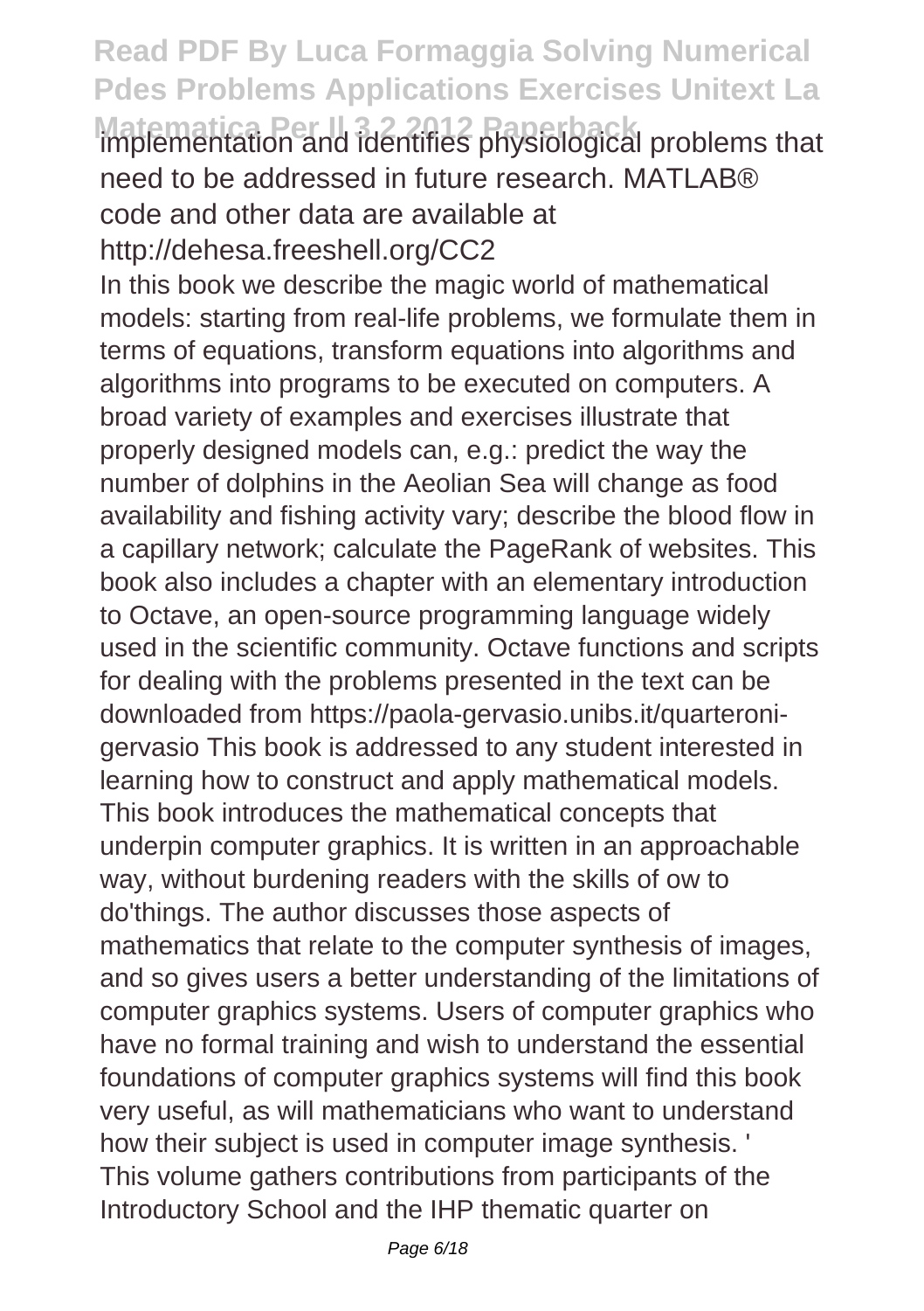implementation and identifies physiological problems that need to be addressed in future research. MATLAB® code and other data are available at http://dehesa.freeshell.org/CC2

In this book we describe the magic world of mathematical models: starting from real-life problems, we formulate them in terms of equations, transform equations into algorithms and algorithms into programs to be executed on computers. A broad variety of examples and exercises illustrate that properly designed models can, e.g.: predict the way the number of dolphins in the Aeolian Sea will change as food availability and fishing activity vary; describe the blood flow in a capillary network; calculate the PageRank of websites. This book also includes a chapter with an elementary introduction to Octave, an open-source programming language widely used in the scientific community. Octave functions and scripts for dealing with the problems presented in the text can be downloaded from https://paola-gervasio.unibs.it/quarteroni-gervasio This book is addressed to any student interested in learning how to construct and apply mathematical models.

This book introduces the mathematical concepts that underpin computer graphics. It is written in an approachable way, without burdening readers with the skills of ow to do'things. The author discusses those aspects of mathematics that relate to the computer synthesis of images, and so gives users a better understanding of the limitations of computer graphics systems. Users of computer graphics who have no formal training and wish to understand the essential foundations of computer graphics systems will find this book very useful, as will mathematicians who want to understand how their subject is used in computer image synthesis. '

This volume gathers contributions from participants of the Introductory School and the IHP thematic quarter on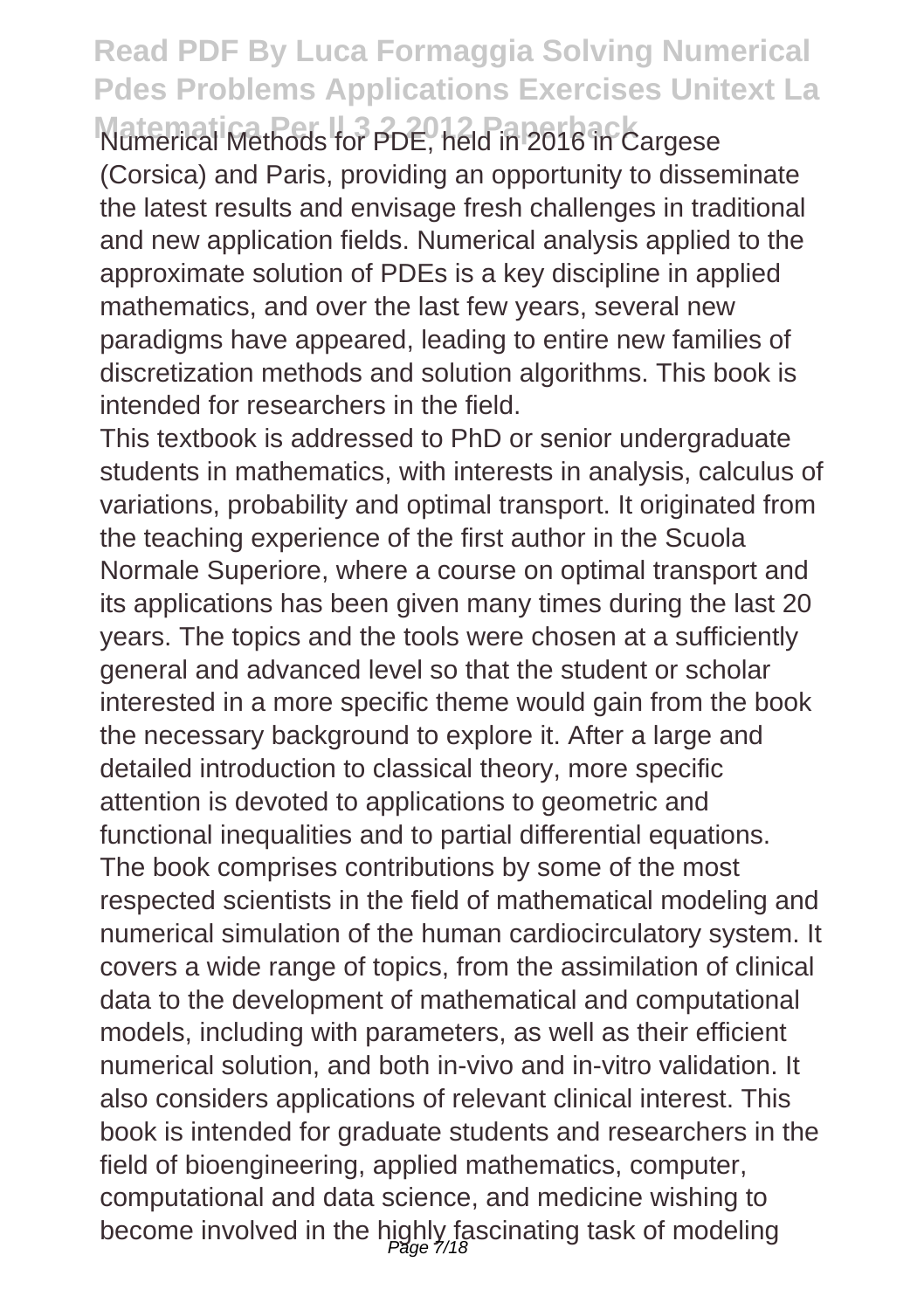Numerical Methods for PDE, held in 2016 in Cargese (Corsica) and Paris, providing an opportunity to disseminate the latest results and envisage fresh challenges in traditional and new application fields. Numerical analysis applied to the approximate solution of PDEs is a key discipline in applied mathematics, and over the last few years, several new paradigms have appeared, leading to entire new families of discretization methods and solution algorithms. This book is intended for researchers in the field.

This textbook is addressed to PhD or senior undergraduate students in mathematics, with interests in analysis, calculus of variations, probability and optimal transport. It originated from the teaching experience of the first author in the Scuola Normale Superiore, where a course on optimal transport and its applications has been given many times during the last 20 years. The topics and the tools were chosen at a sufficiently general and advanced level so that the student or scholar interested in a more specific theme would gain from the book the necessary background to explore it. After a large and detailed introduction to classical theory, more specific attention is devoted to applications to geometric and functional inequalities and to partial differential equations.

The book comprises contributions by some of the most respected scientists in the field of mathematical modeling and numerical simulation of the human cardiocirculatory system. It covers a wide range of topics, from the assimilation of clinical data to the development of mathematical and computational models, including with parameters, as well as their efficient numerical solution, and both in-vivo and in-vitro validation. It also considers applications of relevant clinical interest. This book is intended for graduate students and researchers in the field of bioengineering, applied mathematics, computer, computational and data science, and medicine wishing to become involved in the highly fascinating task of modeling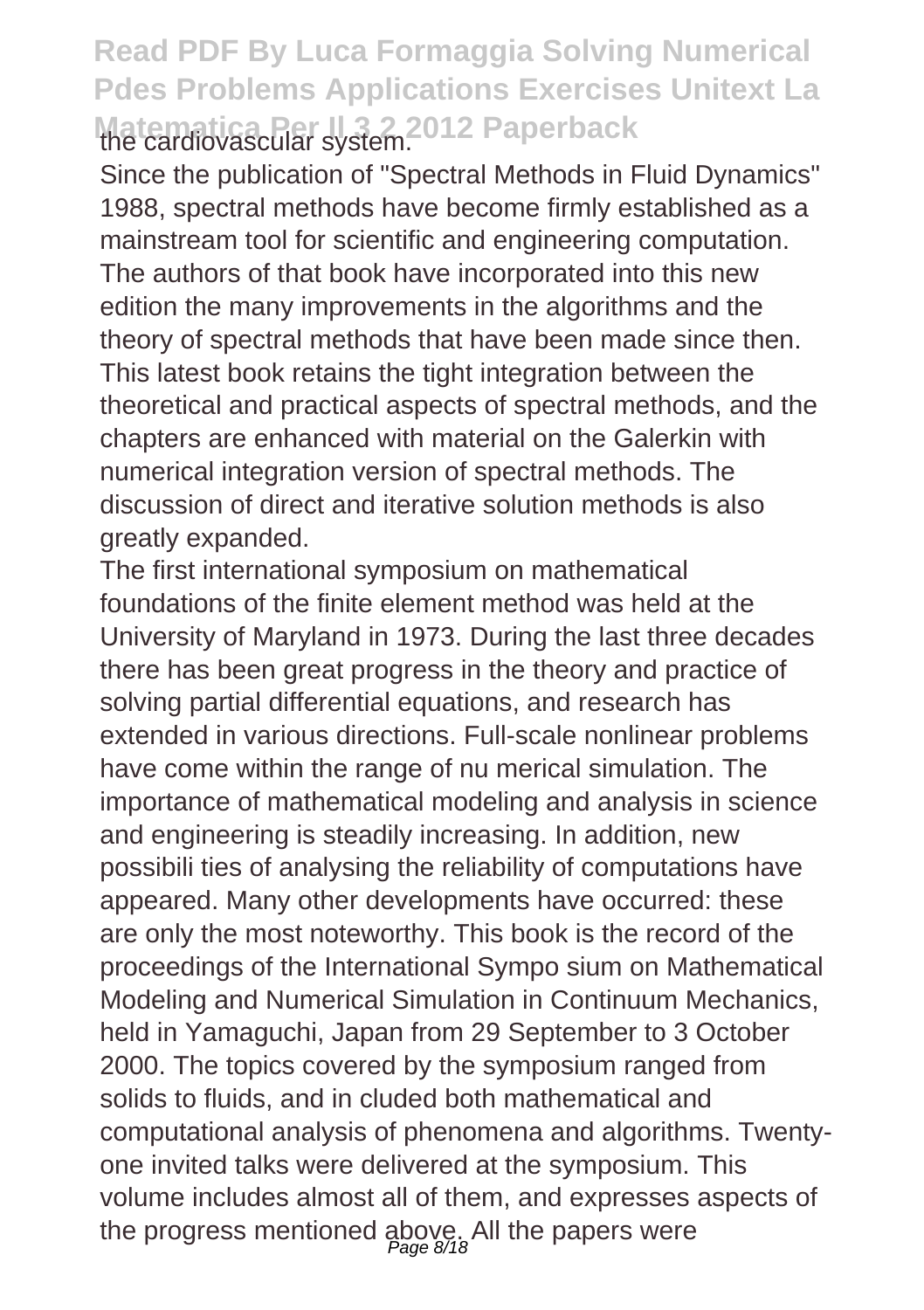the cardiovascular system.

Since the publication of "Spectral Methods in Fluid Dynamics" 1988, spectral methods have become firmly established as a mainstream tool for scientific and engineering computation. The authors of that book have incorporated into this new edition the many improvements in the algorithms and the theory of spectral methods that have been made since then. This latest book retains the tight integration between the theoretical and practical aspects of spectral methods, and the chapters are enhanced with material on the Galerkin with numerical integration version of spectral methods. The discussion of direct and iterative solution methods is also greatly expanded.

The first international symposium on mathematical foundations of the finite element method was held at the University of Maryland in 1973. During the last three decades there has been great progress in the theory and practice of solving partial differential equations, and research has extended in various directions. Full-scale nonlinear problems have come within the range of nu merical simulation. The importance of mathematical modeling and analysis in science and engineering is steadily increasing. In addition, new possibili ties of analysing the reliability of computations have appeared. Many other developments have occurred: these are only the most noteworthy. This book is the record of the proceedings of the International Sympo sium on Mathematical Modeling and Numerical Simulation in Continuum Mechanics, held in Yamaguchi, Japan from 29 September to 3 October 2000. The topics covered by the symposium ranged from solids to fluids, and in cluded both mathematical and computational analysis of phenomena and algorithms. Twenty-one invited talks were delivered at the symposium. This volume includes almost all of them, and expresses aspects of the progress mentioned above. All the papers were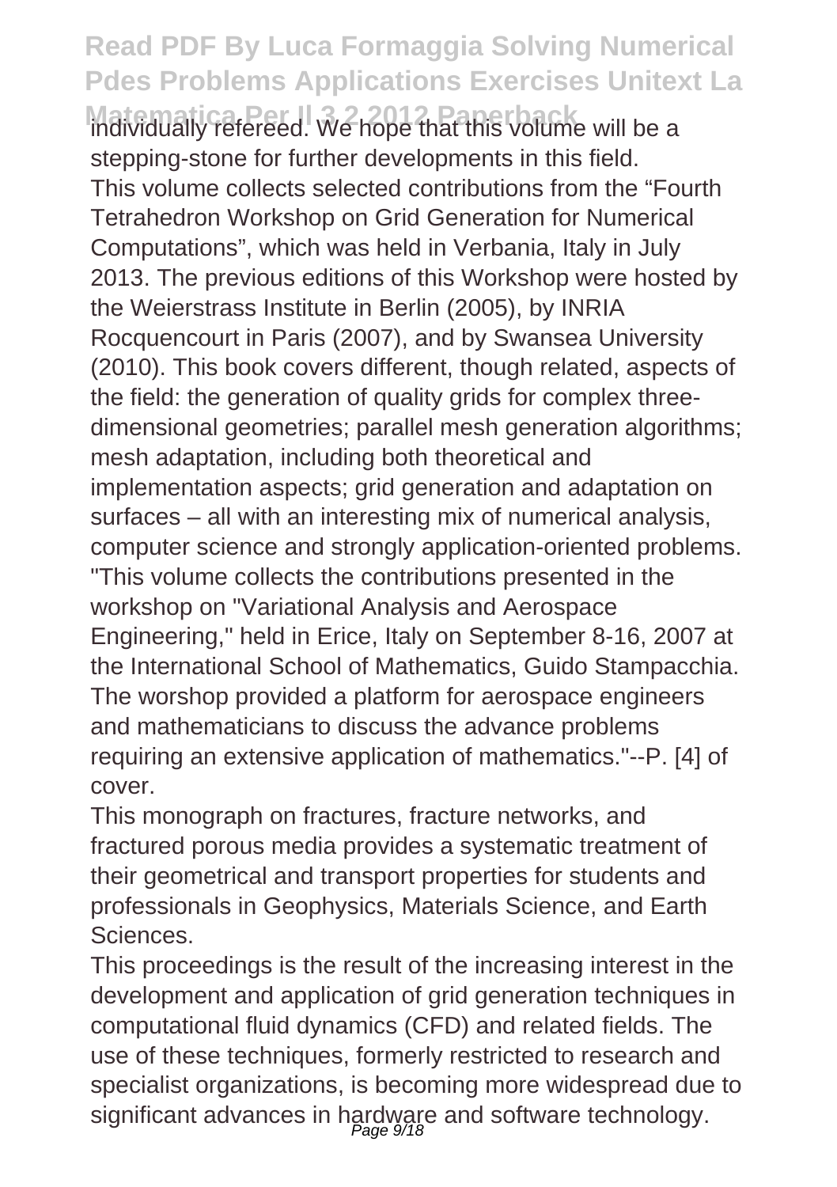individually refereed. We hope that this volume will be a stepping-stone for further developments in this field.

This volume collects selected contributions from the “Fourth Tetrahedron Workshop on Grid Generation for Numerical Computations”, which was held in Verbania, Italy in July 2013. The previous editions of this Workshop were hosted by the Weierstrass Institute in Berlin (2005), by INRIA Rocquencourt in Paris (2007), and by Swansea University (2010). This book covers different, though related, aspects of the field: the generation of quality grids for complex three-dimensional geometries; parallel mesh generation algorithms; mesh adaptation, including both theoretical and implementation aspects; grid generation and adaptation on surfaces – all with an interesting mix of numerical analysis, computer science and strongly application-oriented problems.

"This volume collects the contributions presented in the workshop on "Variational Analysis and Aerospace Engineering," held in Erice, Italy on September 8-16, 2007 at the International School of Mathematics, Guido Stampacchia. The worshop provided a platform for aerospace engineers and mathematicians to discuss the advance problems requiring an extensive application of mathematics."--P. [4] of cover.

This monograph on fractures, fracture networks, and fractured porous media provides a systematic treatment of their geometrical and transport properties for students and professionals in Geophysics, Materials Science, and Earth Sciences.

This proceedings is the result of the increasing interest in the development and application of grid generation techniques in computational fluid dynamics (CFD) and related fields. The use of these techniques, formerly restricted to research and specialist organizations, is becoming more widespread due to significant advances in hardware and software technology.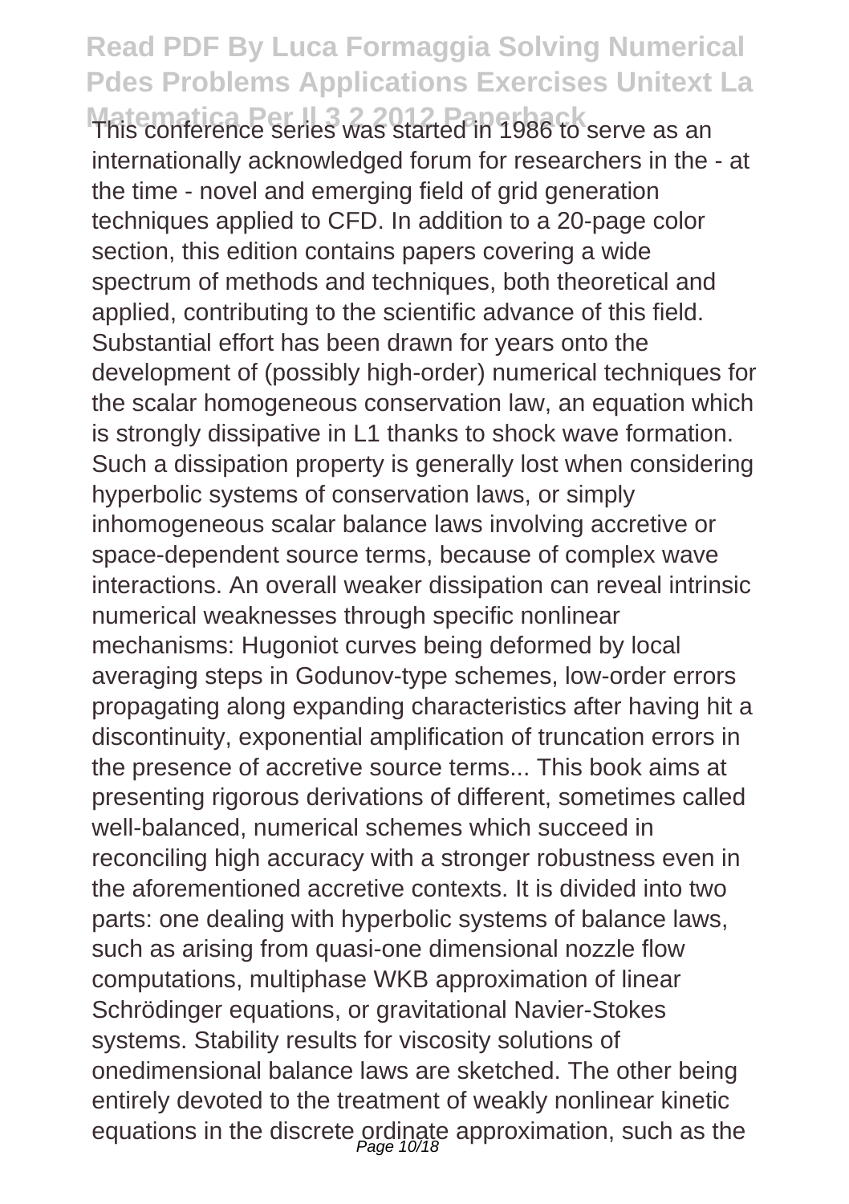This conference series was started in 1986 to serve as an internationally acknowledged forum for researchers in the - at the time - novel and emerging field of grid generation techniques applied to CFD. In addition to a 20-page color section, this edition contains papers covering a wide spectrum of methods and techniques, both theoretical and applied, contributing to the scientific advance of this field. Substantial effort has been drawn for years onto the development of (possibly high-order) numerical techniques for the scalar homogeneous conservation law, an equation which is strongly dissipative in L1 thanks to shock wave formation. Such a dissipation property is generally lost when considering hyperbolic systems of conservation laws, or simply inhomogeneous scalar balance laws involving accretive or space-dependent source terms, because of complex wave interactions. An overall weaker dissipation can reveal intrinsic numerical weaknesses through specific nonlinear mechanisms: Hugoniot curves being deformed by local averaging steps in Godunov-type schemes, low-order errors propagating along expanding characteristics after having hit a discontinuity, exponential amplification of truncation errors in the presence of accretive source terms... This book aims at presenting rigorous derivations of different, sometimes called well-balanced, numerical schemes which succeed in reconciling high accuracy with a stronger robustness even in the aforementioned accretive contexts. It is divided into two parts: one dealing with hyperbolic systems of balance laws, such as arising from quasi-one dimensional nozzle flow computations, multiphase WKB approximation of linear Schrödinger equations, or gravitational Navier-Stokes systems. Stability results for viscosity solutions of onedimensional balance laws are sketched. The other being entirely devoted to the treatment of weakly nonlinear kinetic equations in the discrete ordinate approximation, such as the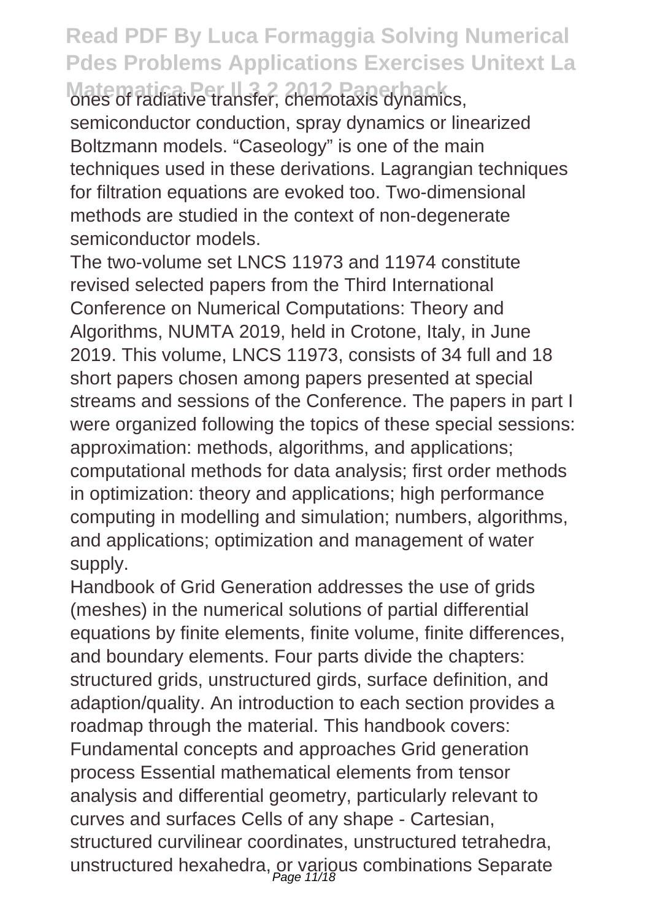ones of radiative transfer, chemotaxis dynamics, semiconductor conduction, spray dynamics or linearized Boltzmann models. "Caseology" is one of the main techniques used in these derivations. Lagrangian techniques for filtration equations are evoked too. Two-dimensional methods are studied in the context of non-degenerate semiconductor models.

The two-volume set LNCS 11973 and 11974 constitute revised selected papers from the Third International Conference on Numerical Computations: Theory and Algorithms, NUMTA 2019, held in Crotone, Italy, in June 2019. This volume, LNCS 11973, consists of 34 full and 18 short papers chosen among papers presented at special streams and sessions of the Conference. The papers in part I were organized following the topics of these special sessions: approximation: methods, algorithms, and applications; computational methods for data analysis; first order methods in optimization: theory and applications; high performance computing in modelling and simulation; numbers, algorithms, and applications; optimization and management of water supply.

Handbook of Grid Generation addresses the use of grids (meshes) in the numerical solutions of partial differential equations by finite elements, finite volume, finite differences, and boundary elements. Four parts divide the chapters: structured grids, unstructured girds, surface definition, and adaption/quality. An introduction to each section provides a roadmap through the material. This handbook covers: Fundamental concepts and approaches Grid generation process Essential mathematical elements from tensor analysis and differential geometry, particularly relevant to curves and surfaces Cells of any shape - Cartesian, structured curvilinear coordinates, unstructured tetrahedra, unstructured hexahedra, or various combinations Separate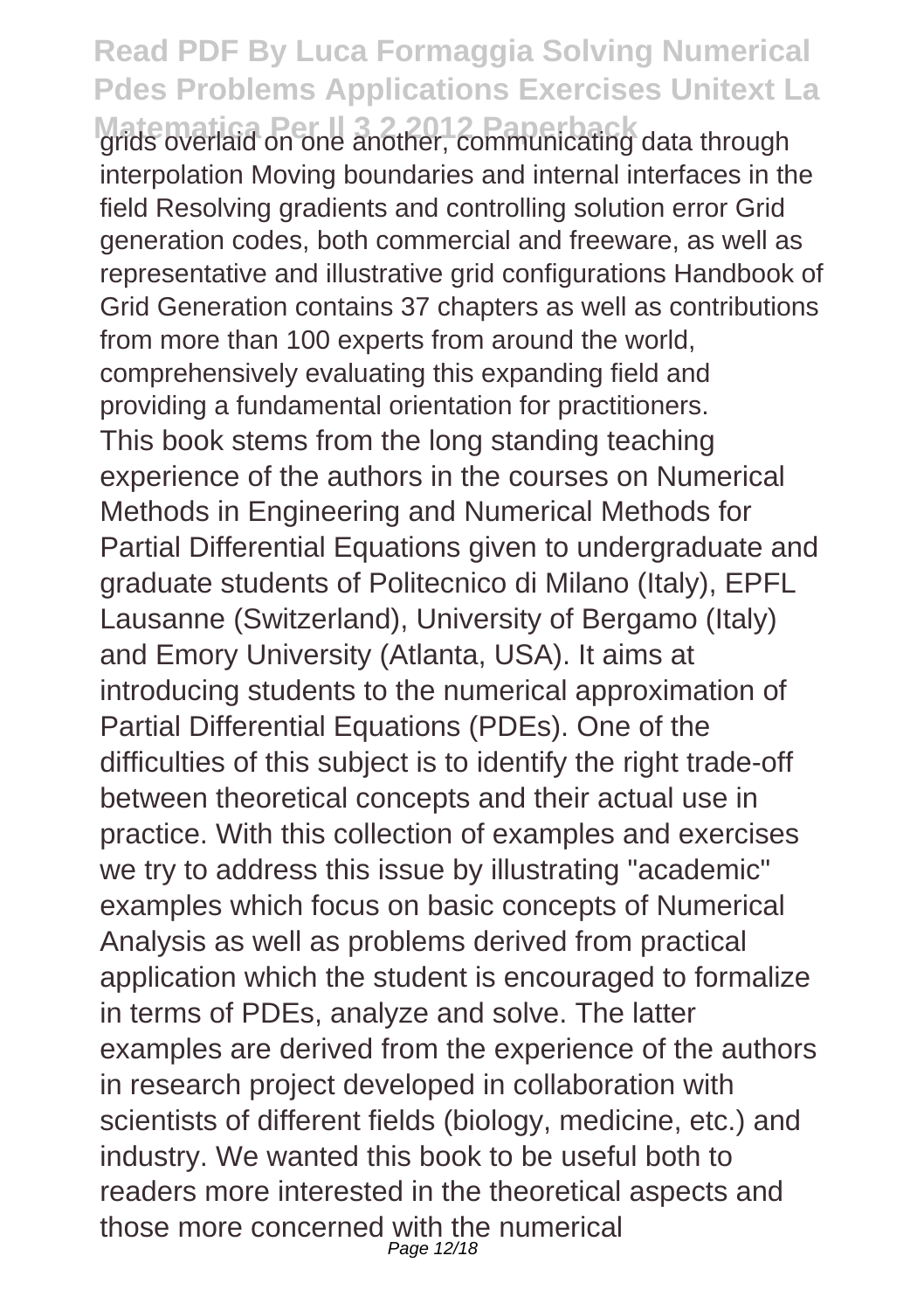grids overlaid on one another, communicating data through interpolation Moving boundaries and internal interfaces in the field Resolving gradients and controlling solution error Grid generation codes, both commercial and freeware, as well as representative and illustrative grid configurations Handbook of Grid Generation contains 37 chapters as well as contributions from more than 100 experts from around the world, comprehensively evaluating this expanding field and providing a fundamental orientation for practitioners.

This book stems from the long standing teaching experience of the authors in the courses on Numerical Methods in Engineering and Numerical Methods for Partial Differential Equations given to undergraduate and graduate students of Politecnico di Milano (Italy), EPFL Lausanne (Switzerland), University of Bergamo (Italy) and Emory University (Atlanta, USA). It aims at introducing students to the numerical approximation of Partial Differential Equations (PDEs). One of the difficulties of this subject is to identify the right trade-off between theoretical concepts and their actual use in practice. With this collection of examples and exercises we try to address this issue by illustrating "academic" examples which focus on basic concepts of Numerical Analysis as well as problems derived from practical application which the student is encouraged to formalize in terms of PDEs, analyze and solve. The latter examples are derived from the experience of the authors in research project developed in collaboration with scientists of different fields (biology, medicine, etc.) and industry. We wanted this book to be useful both to readers more interested in the theoretical aspects and those more concerned with the numerical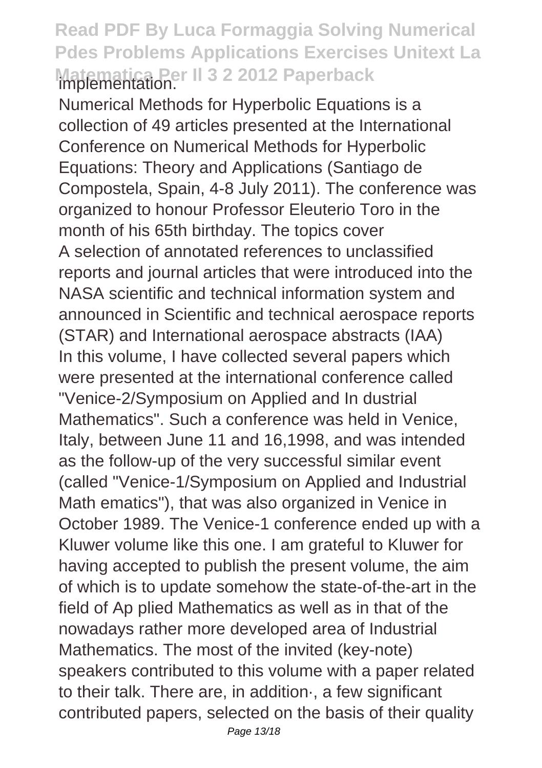implementation.

Numerical Methods for Hyperbolic Equations is a collection of 49 articles presented at the International Conference on Numerical Methods for Hyperbolic Equations: Theory and Applications (Santiago de Compostela, Spain, 4-8 July 2011). The conference was organized to honour Professor Eleuterio Toro in the month of his 65th birthday. The topics cover

A selection of annotated references to unclassified reports and journal articles that were introduced into the NASA scientific and technical information system and announced in Scientific and technical aerospace reports (STAR) and International aerospace abstracts (IAA)

In this volume, I have collected several papers which were presented at the international conference called "Venice-2/Symposium on Applied and In dustrial Mathematics". Such a conference was held in Venice, Italy, between June 11 and 16,1998, and was intended as the follow-up of the very successful similar event (called "Venice-1/Symposium on Applied and Industrial Math ematics"), that was also organized in Venice in October 1989. The Venice-1 conference ended up with a Kluwer volume like this one. I am grateful to Kluwer for having accepted to publish the present volume, the aim of which is to update somehow the state-of-the-art in the field of Ap plied Mathematics as well as in that of the nowadays rather more developed area of Industrial Mathematics. The most of the invited (key-note) speakers contributed to this volume with a paper related to their talk. There are, in addition·, a few significant contributed papers, selected on the basis of their quality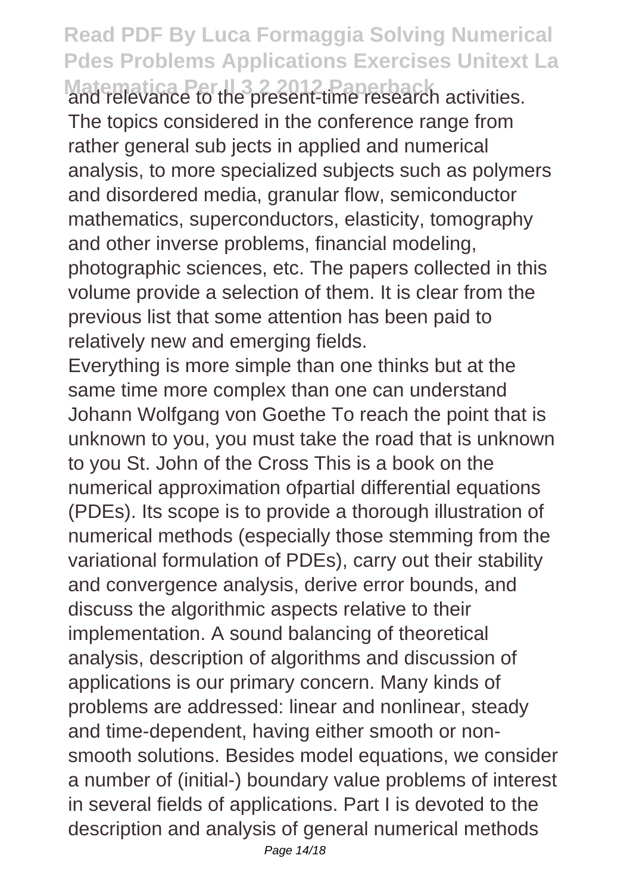and relevance to the present-time research activities. The topics considered in the conference range from rather general sub jects in applied and numerical analysis, to more specialized subjects such as polymers and disordered media, granular flow, semiconductor mathematics, superconductors, elasticity, tomography and other inverse problems, financial modeling, photographic sciences, etc. The papers collected in this volume provide a selection of them. It is clear from the previous list that some attention has been paid to relatively new and emerging fields.

Everything is more simple than one thinks but at the same time more complex than one can understand Johann Wolfgang von Goethe To reach the point that is unknown to you, you must take the road that is unknown to you St. John of the Cross This is a book on the numerical approximation ofpartial differential equations (PDEs). Its scope is to provide a thorough illustration of numerical methods (especially those stemming from the variational formulation of PDEs), carry out their stability and convergence analysis, derive error bounds, and discuss the algorithmic aspects relative to their implementation. A sound balancing of theoretical analysis, description of algorithms and discussion of applications is our primary concern. Many kinds of problems are addressed: linear and nonlinear, steady and time-dependent, having either smooth or non-smooth solutions. Besides model equations, we consider a number of (initial-) boundary value problems of interest in several fields of applications. Part I is devoted to the description and analysis of general numerical methods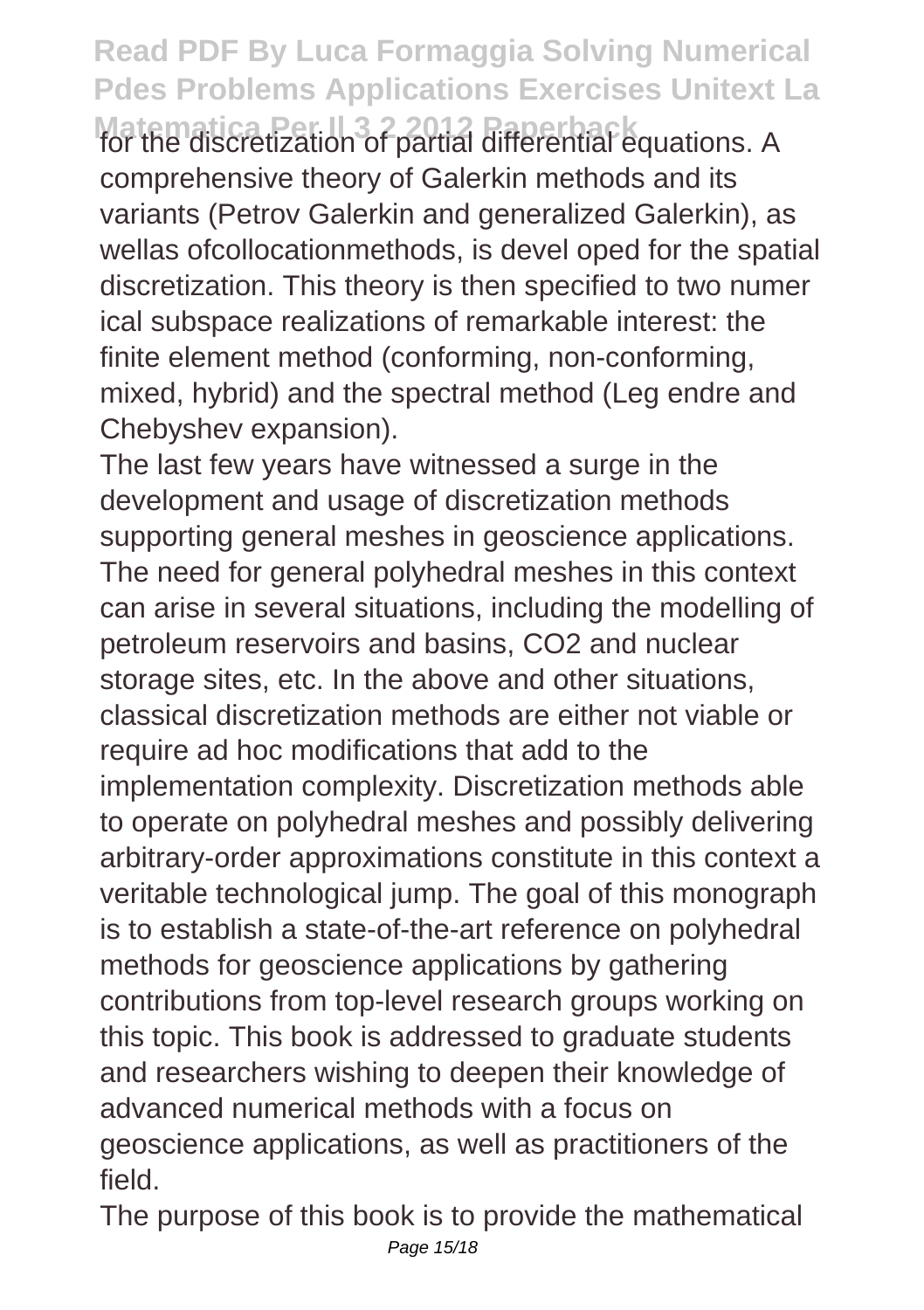for the discretization of partial differential equations. A comprehensive theory of Galerkin methods and its variants (Petrov Galerkin and generalized Galerkin), as wellas ofcollocationmethods, is devel oped for the spatial discretization. This theory is then specified to two numer ical subspace realizations of remarkable interest: the finite element method (conforming, non-conforming, mixed, hybrid) and the spectral method (Leg endre and Chebyshev expansion).

The last few years have witnessed a surge in the development and usage of discretization methods supporting general meshes in geoscience applications. The need for general polyhedral meshes in this context can arise in several situations, including the modelling of petroleum reservoirs and basins, CO2 and nuclear storage sites, etc. In the above and other situations, classical discretization methods are either not viable or require ad hoc modifications that add to the implementation complexity. Discretization methods able to operate on polyhedral meshes and possibly delivering arbitrary-order approximations constitute in this context a veritable technological jump. The goal of this monograph is to establish a state-of-the-art reference on polyhedral methods for geoscience applications by gathering contributions from top-level research groups working on this topic. This book is addressed to graduate students and researchers wishing to deepen their knowledge of advanced numerical methods with a focus on geoscience applications, as well as practitioners of the field.

The purpose of this book is to provide the mathematical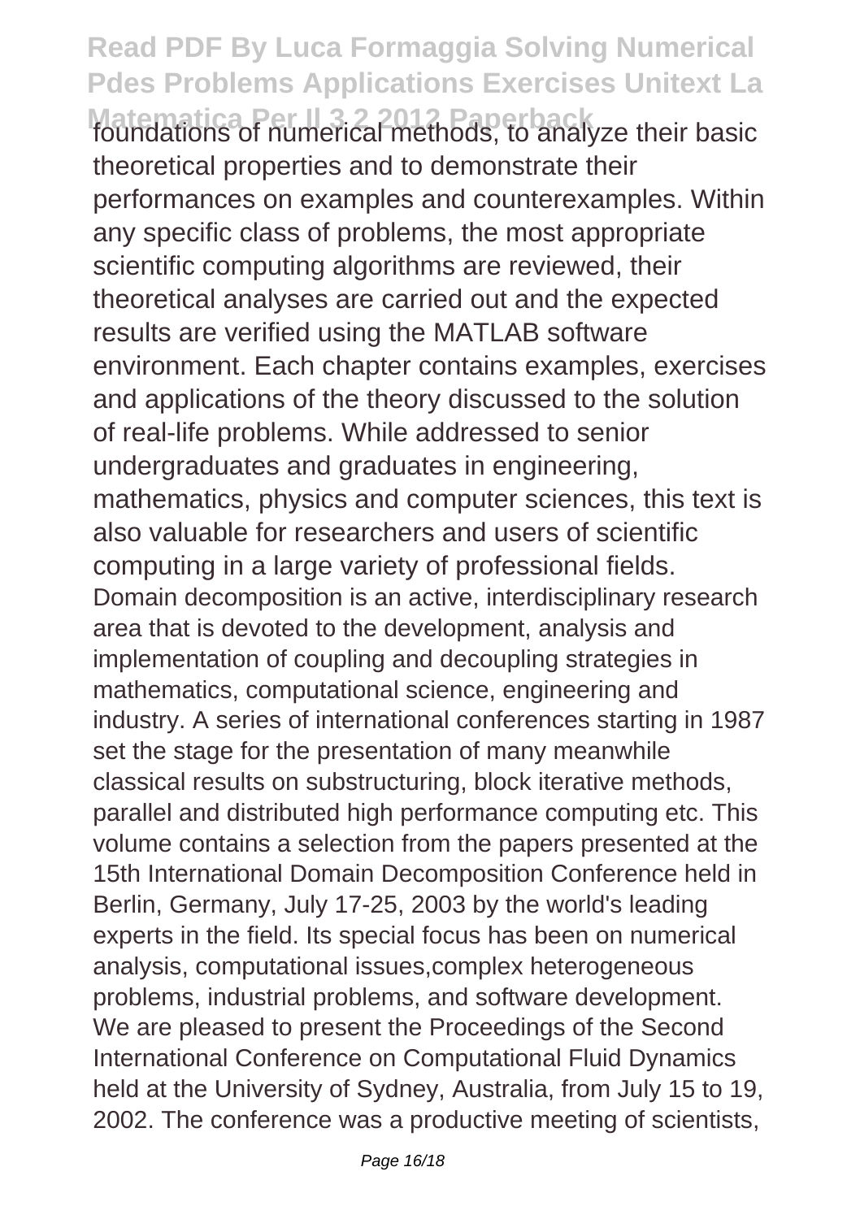foundations of numerical methods, to analyze their basic theoretical properties and to demonstrate their performances on examples and counterexamples. Within any specific class of problems, the most appropriate scientific computing algorithms are reviewed, their theoretical analyses are carried out and the expected results are verified using the MATLAB software environment. Each chapter contains examples, exercises and applications of the theory discussed to the solution of real-life problems. While addressed to senior undergraduates and graduates in engineering, mathematics, physics and computer sciences, this text is also valuable for researchers and users of scientific computing in a large variety of professional fields.

Domain decomposition is an active, interdisciplinary research area that is devoted to the development, analysis and implementation of coupling and decoupling strategies in mathematics, computational science, engineering and industry. A series of international conferences starting in 1987 set the stage for the presentation of many meanwhile classical results on substructuring, block iterative methods, parallel and distributed high performance computing etc. This volume contains a selection from the papers presented at the 15th International Domain Decomposition Conference held in Berlin, Germany, July 17-25, 2003 by the world's leading experts in the field. Its special focus has been on numerical analysis, computational issues,complex heterogeneous problems, industrial problems, and software development.

We are pleased to present the Proceedings of the Second International Conference on Computational Fluid Dynamics held at the University of Sydney, Australia, from July 15 to 19, 2002. The conference was a productive meeting of scientists,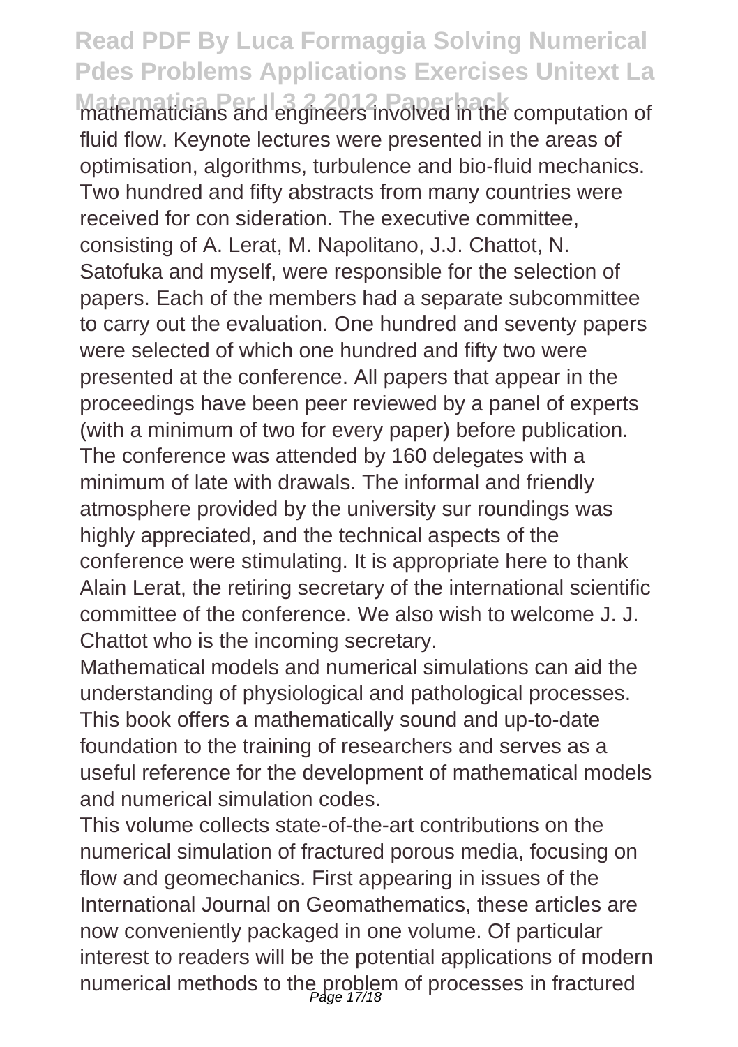mathematicians and engineers involved in the computation of fluid flow. Keynote lectures were presented in the areas of optimisation, algorithms, turbulence and bio-fluid mechanics. Two hundred and fifty abstracts from many countries were received for con sideration. The executive committee, consisting of A. Lerat, M. Napolitano, J.J. Chattot, N. Satofuka and myself, were responsible for the selection of papers. Each of the members had a separate subcommittee to carry out the evaluation. One hundred and seventy papers were selected of which one hundred and fifty two were presented at the conference. All papers that appear in the proceedings have been peer reviewed by a panel of experts (with a minimum of two for every paper) before publication. The conference was attended by 160 delegates with a minimum of late with drawals. The informal and friendly atmosphere provided by the university sur roundings was highly appreciated, and the technical aspects of the conference were stimulating. It is appropriate here to thank Alain Lerat, the retiring secretary of the international scientific committee of the conference. We also wish to welcome J. J. Chattot who is the incoming secretary.

Mathematical models and numerical simulations can aid the understanding of physiological and pathological processes. This book offers a mathematically sound and up-to-date foundation to the training of researchers and serves as a useful reference for the development of mathematical models and numerical simulation codes.

This volume collects state-of-the-art contributions on the numerical simulation of fractured porous media, focusing on flow and geomechanics. First appearing in issues of the International Journal on Geomathematics, these articles are now conveniently packaged in one volume. Of particular interest to readers will be the potential applications of modern numerical methods to the problem of processes in fractured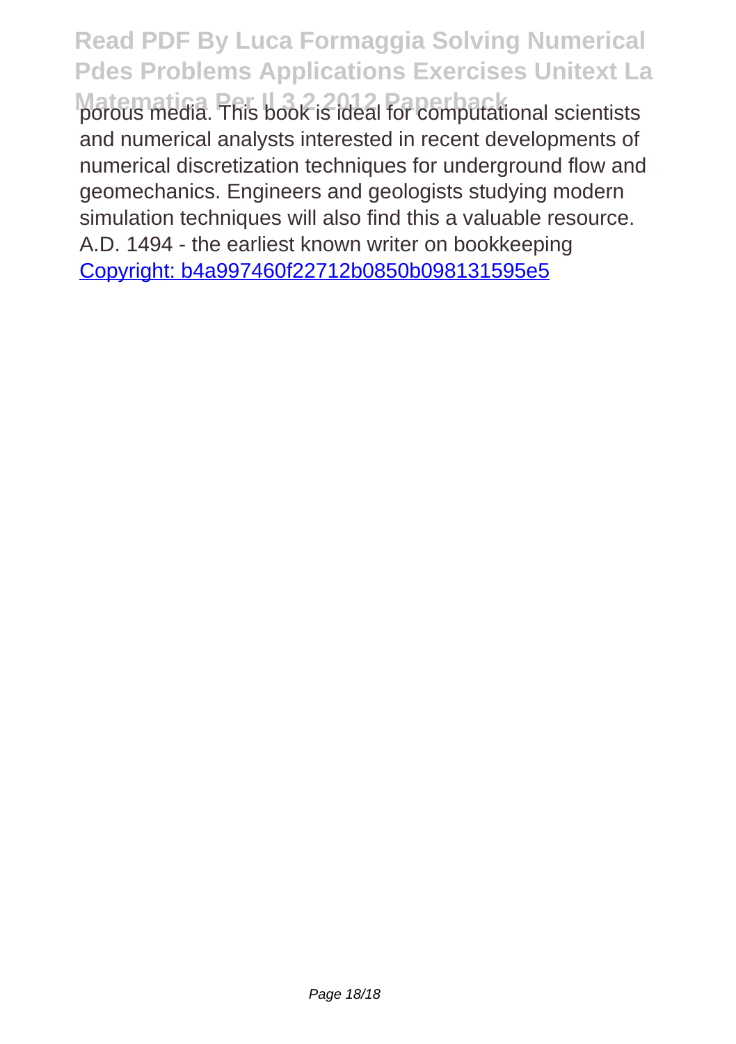porous media. This book is ideal for computational scientists and numerical analysts interested in recent developments of numerical discretization techniques for underground flow and geomechanics. Engineers and geologists studying modern simulation techniques will also find this a valuable resource.

A.D. 1494 - the earliest known writer on bookkeeping

Copyright: b4a997460f22712b0850b098131595e5